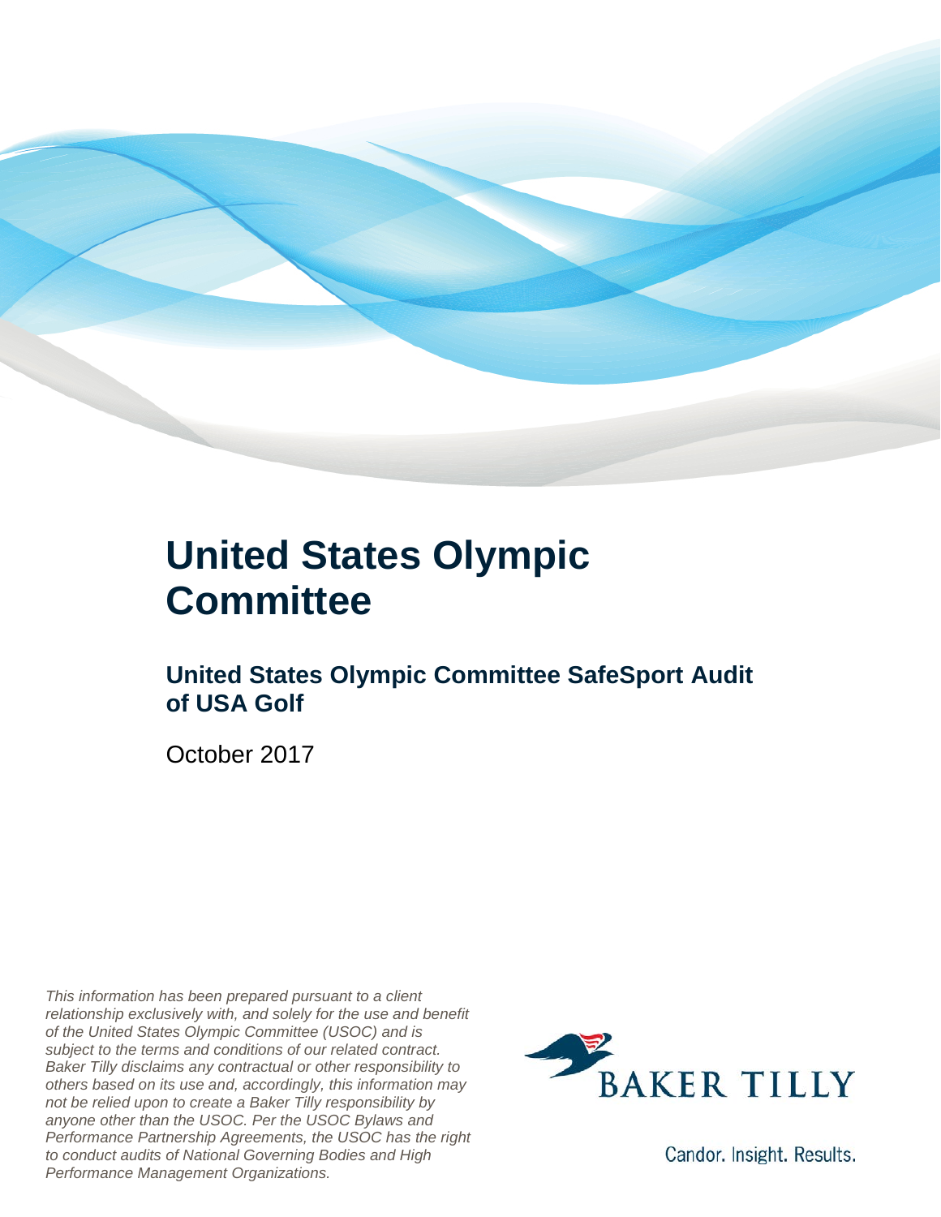# United States Olympic Committee

## United States Olympic Committee SafeSport Audit of USA Golf

October 2017

*This information has been prepared pursuant to a client relationship exclusively with, and solely for the use and benefit of the United States Olympic Committee (USOC) and is subject to the terms and conditions of our related contract. Baker Tilly disclaims any contractual or other responsibility to others based on its use and, accordingly, this information may not be relied upon to create a Baker Tilly responsibility by anyone other than the USOC. Per the USOC Bylaws and Performance Partnership Agreements, the USOC has the right to conduct audits of National Governing Bodies and High Performance Management Organizations.*

BAKER TILLY

Candor. Insight. Results.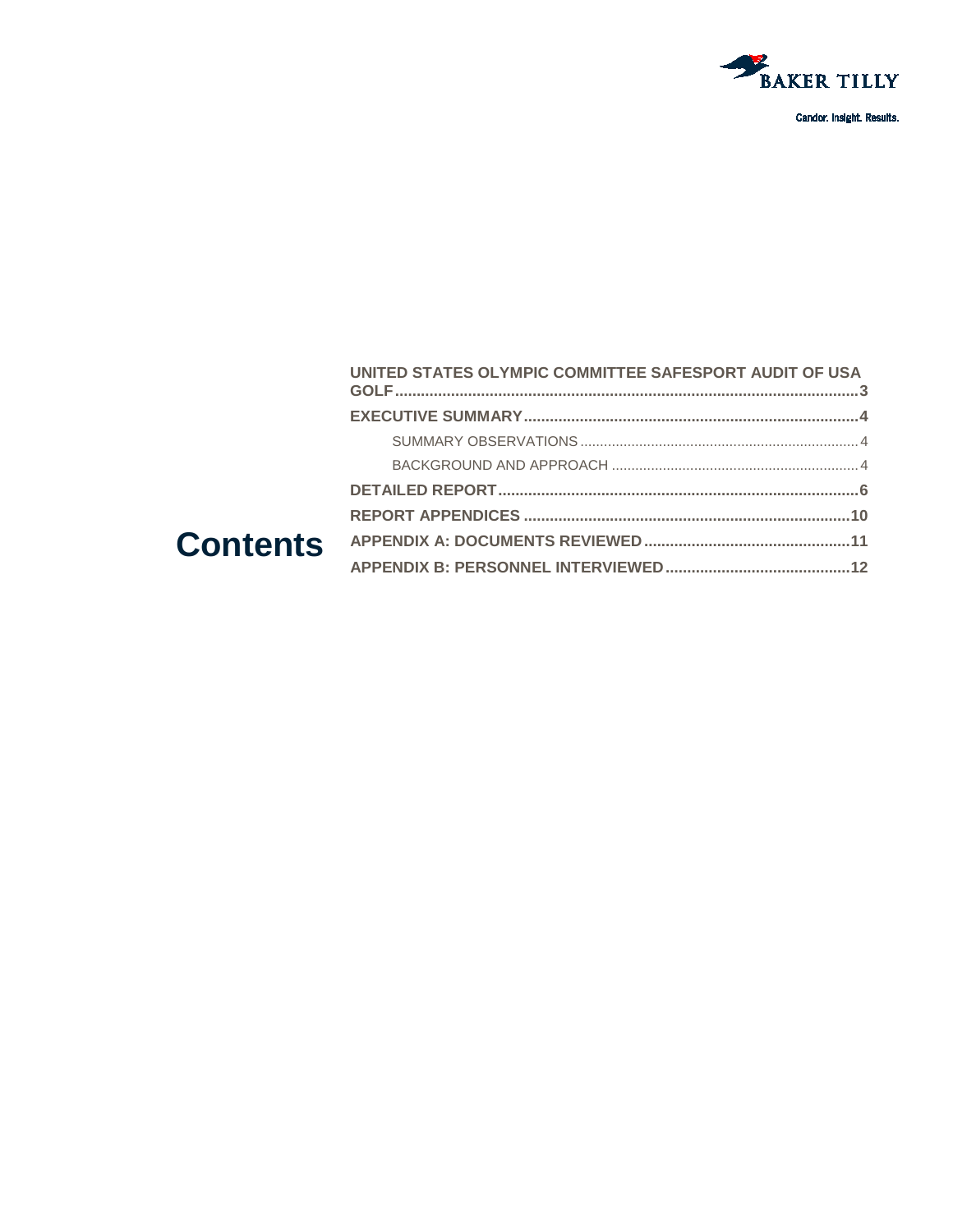# Contents

- **UNITED STATES OLYMPIC COMMITTEE SAFESPORT AUDIT OF USA GOLF** .......... 3
- **EXECUTIVE SUMMARY** .......... 4
  - SUMMARY OBSERVATIONS .......... 4
  - BACKGROUND AND APPROACH .......... 4
- **DETAILED REPORT** .......... 6
- **REPORT APPENDICES** .......... 10
- **APPENDIX A: DOCUMENTS REVIEWED** .......... 11
- **APPENDIX B: PERSONNEL INTERVIEWED** .......... 12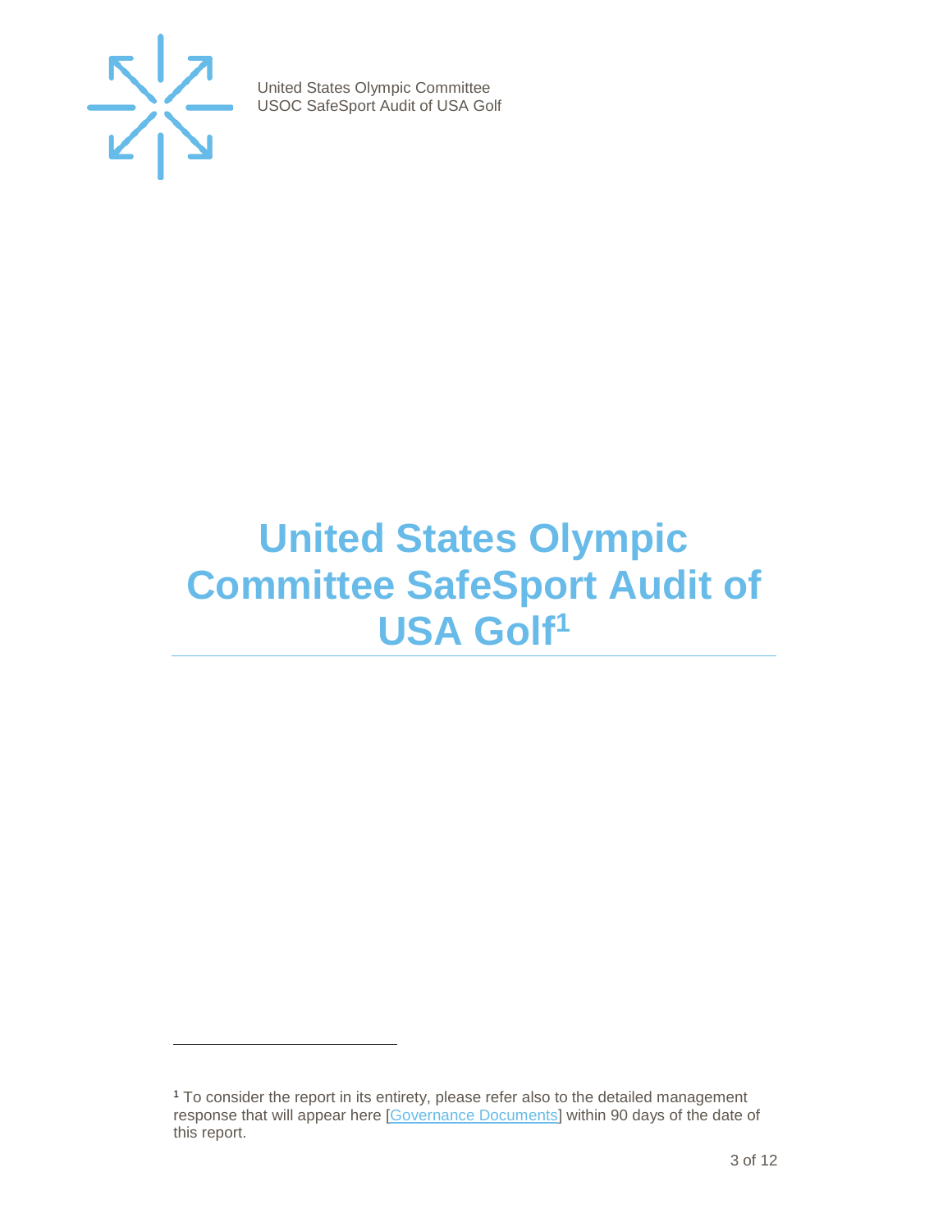# United States Olympic Committee SafeSport Audit of USA Golf[1]

[1] To consider the report in its entirety, please refer also to the detailed management response that will appear here [Governance Documents] within 90 days of the date of this report.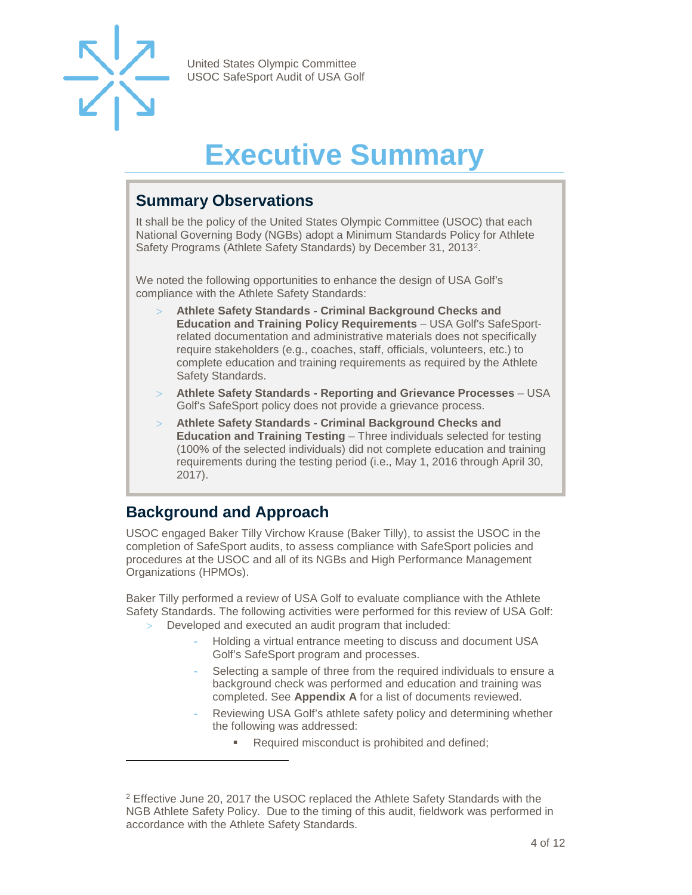# Executive Summary

## Summary Observations

It shall be the policy of the United States Olympic Committee (USOC) that each National Governing Body (NGBs) adopt a Minimum Standards Policy for Athlete Safety Programs (Athlete Safety Standards) by December 31, 2013[2].

We noted the following opportunities to enhance the design of USA Golf's compliance with the Athlete Safety Standards:

- **Athlete Safety Standards - Criminal Background Checks and Education and Training Policy Requirements** – USA Golf's SafeSport-related documentation and administrative materials does not specifically require stakeholders (e.g., coaches, staff, officials, volunteers, etc.) to complete education and training requirements as required by the Athlete Safety Standards.
- **Athlete Safety Standards - Reporting and Grievance Processes** – USA Golf's SafeSport policy does not provide a grievance process.
- **Athlete Safety Standards - Criminal Background Checks and Education and Training Testing** – Three individuals selected for testing (100% of the selected individuals) did not complete education and training requirements during the testing period (i.e., May 1, 2016 through April 30, 2017).

## Background and Approach

USOC engaged Baker Tilly Virchow Krause (Baker Tilly), to assist the USOC in the completion of SafeSport audits, to assess compliance with SafeSport policies and procedures at the USOC and all of its NGBs and High Performance Management Organizations (HPMOs).

Baker Tilly performed a review of USA Golf to evaluate compliance with the Athlete Safety Standards. The following activities were performed for this review of USA Golf:

- Developed and executed an audit program that included:
  - Holding a virtual entrance meeting to discuss and document USA Golf's SafeSport program and processes.
  - Selecting a sample of three from the required individuals to ensure a background check was performed and education and training was completed. See **Appendix A** for a list of documents reviewed.
  - Reviewing USA Golf's athlete safety policy and determining whether the following was addressed:
    - Required misconduct is prohibited and defined;

---

[2] Effective June 20, 2017 the USOC replaced the Athlete Safety Standards with the NGB Athlete Safety Policy. Due to the timing of this audit, fieldwork was performed in accordance with the Athlete Safety Standards.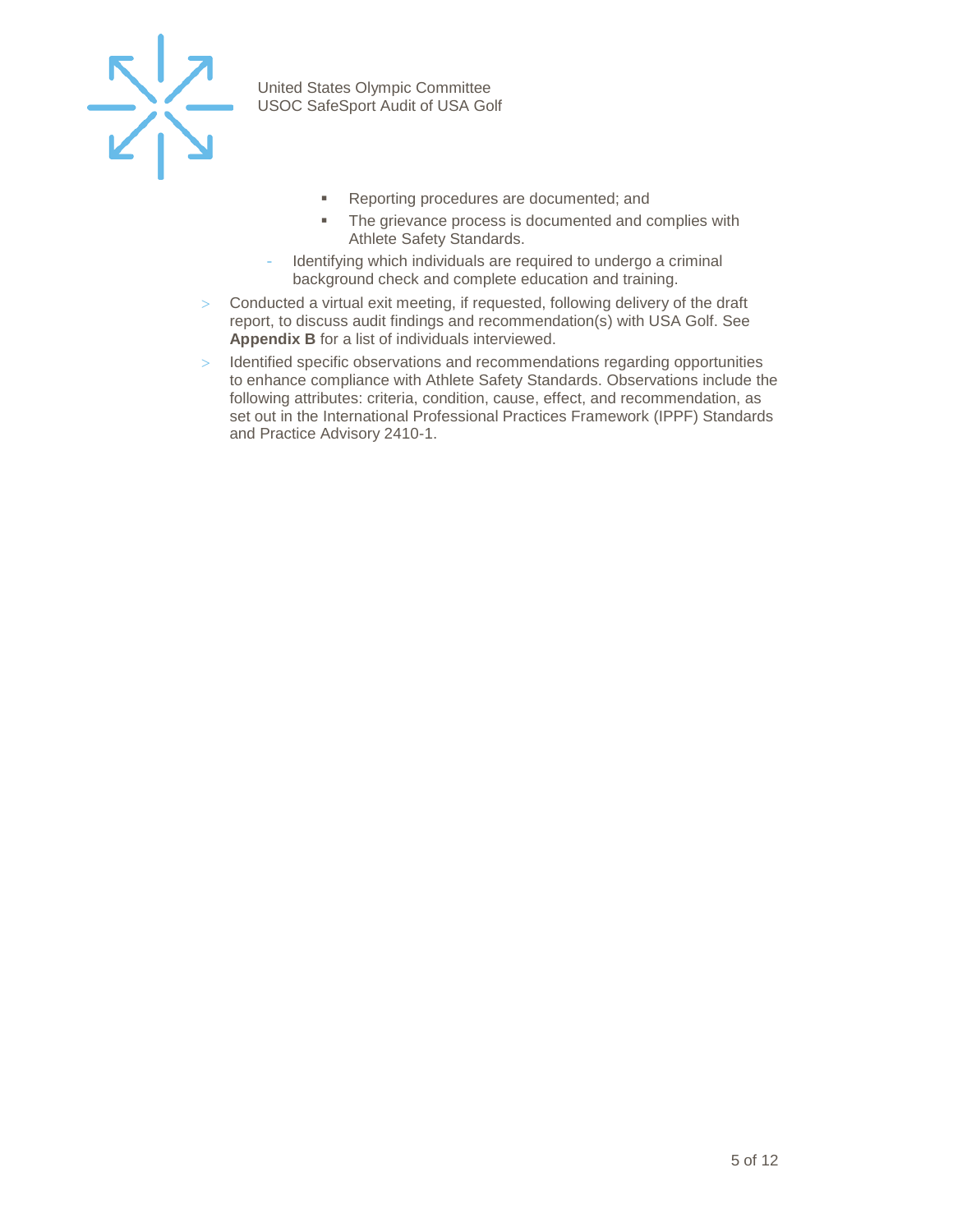- Reporting procedures are documented; and
        - The grievance process is documented and complies with Athlete Safety Standards.
    - Identifying which individuals are required to undergo a criminal background check and complete education and training.
- Conducted a virtual exit meeting, if requested, following delivery of the draft report, to discuss audit findings and recommendation(s) with USA Golf. See **Appendix B** for a list of individuals interviewed.
- Identified specific observations and recommendations regarding opportunities to enhance compliance with Athlete Safety Standards. Observations include the following attributes: criteria, condition, cause, effect, and recommendation, as set out in the International Professional Practices Framework (IPPF) Standards and Practice Advisory 2410-1.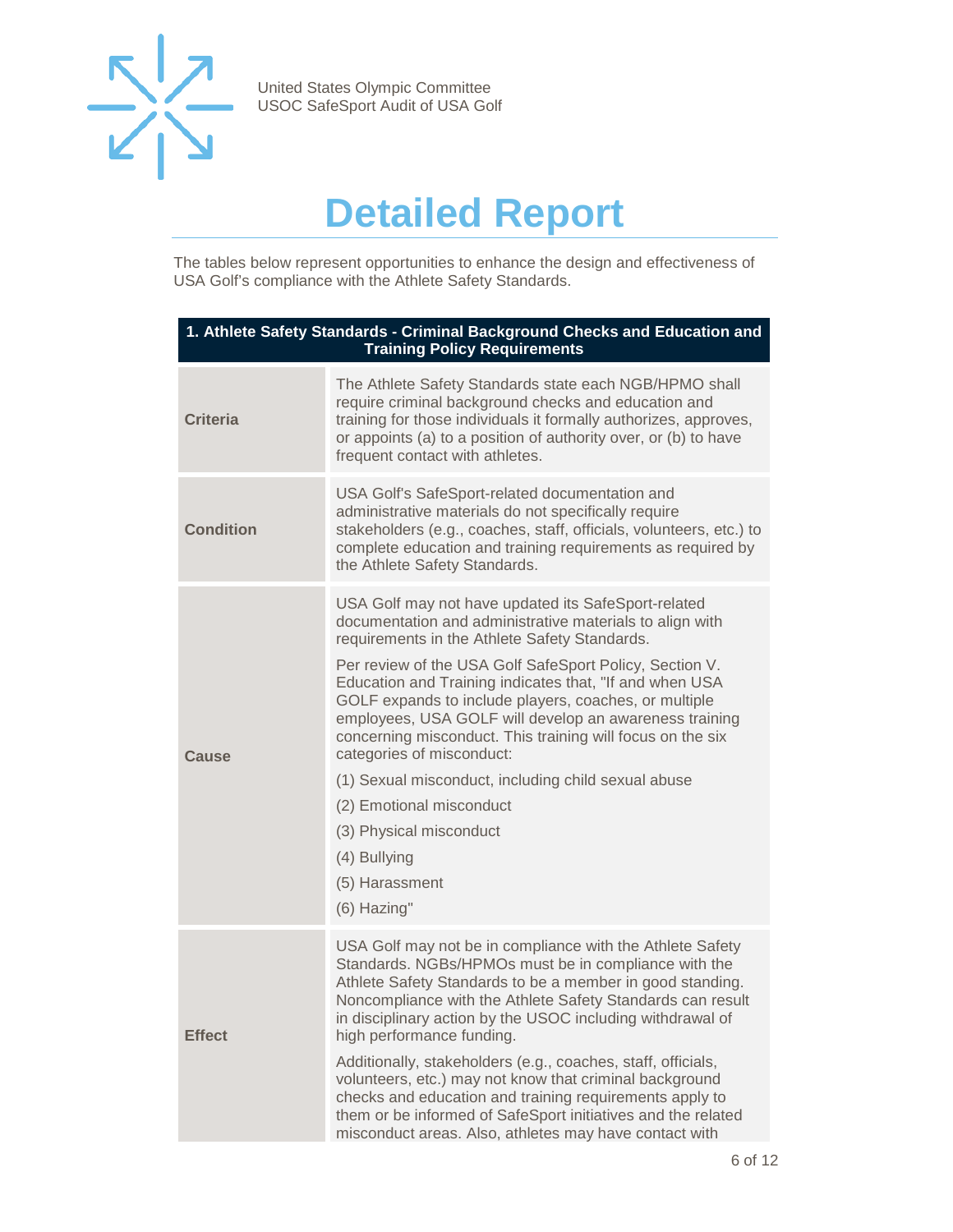# Detailed Report

The tables below represent opportunities to enhance the design and effectiveness of USA Golf's compliance with the Athlete Safety Standards.

| 1. Athlete Safety Standards - Criminal Background Checks and Education and Training Policy Requirements | |
|---|---|
| **Criteria** | The Athlete Safety Standards state each NGB/HPMO shall require criminal background checks and education and training for those individuals it formally authorizes, approves, or appoints (a) to a position of authority over, or (b) to have frequent contact with athletes. |
| **Condition** | USA Golf's SafeSport-related documentation and administrative materials do not specifically require stakeholders (e.g., coaches, staff, officials, volunteers, etc.) to complete education and training requirements as required by the Athlete Safety Standards. |
| **Cause** | USA Golf may not have updated its SafeSport-related documentation and administrative materials to align with requirements in the Athlete Safety Standards.<br><br>Per review of the USA Golf SafeSport Policy, Section V. Education and Training indicates that, "If and when USA GOLF expands to include players, coaches, or multiple employees, USA GOLF will develop an awareness training concerning misconduct. This training will focus on the six categories of misconduct:<br><br>(1) Sexual misconduct, including child sexual abuse<br><br>(2) Emotional misconduct<br><br>(3) Physical misconduct<br><br>(4) Bullying<br><br>(5) Harassment<br><br>(6) Hazing" |
| **Effect** | USA Golf may not be in compliance with the Athlete Safety Standards. NGBs/HPMOs must be in compliance with the Athlete Safety Standards to be a member in good standing. Noncompliance with the Athlete Safety Standards can result in disciplinary action by the USOC including withdrawal of high performance funding.<br><br>Additionally, stakeholders (e.g., coaches, staff, officials, volunteers, etc.) may not know that criminal background checks and education and training requirements apply to them or be informed of SafeSport initiatives and the related misconduct areas. Also, athletes may have contact with |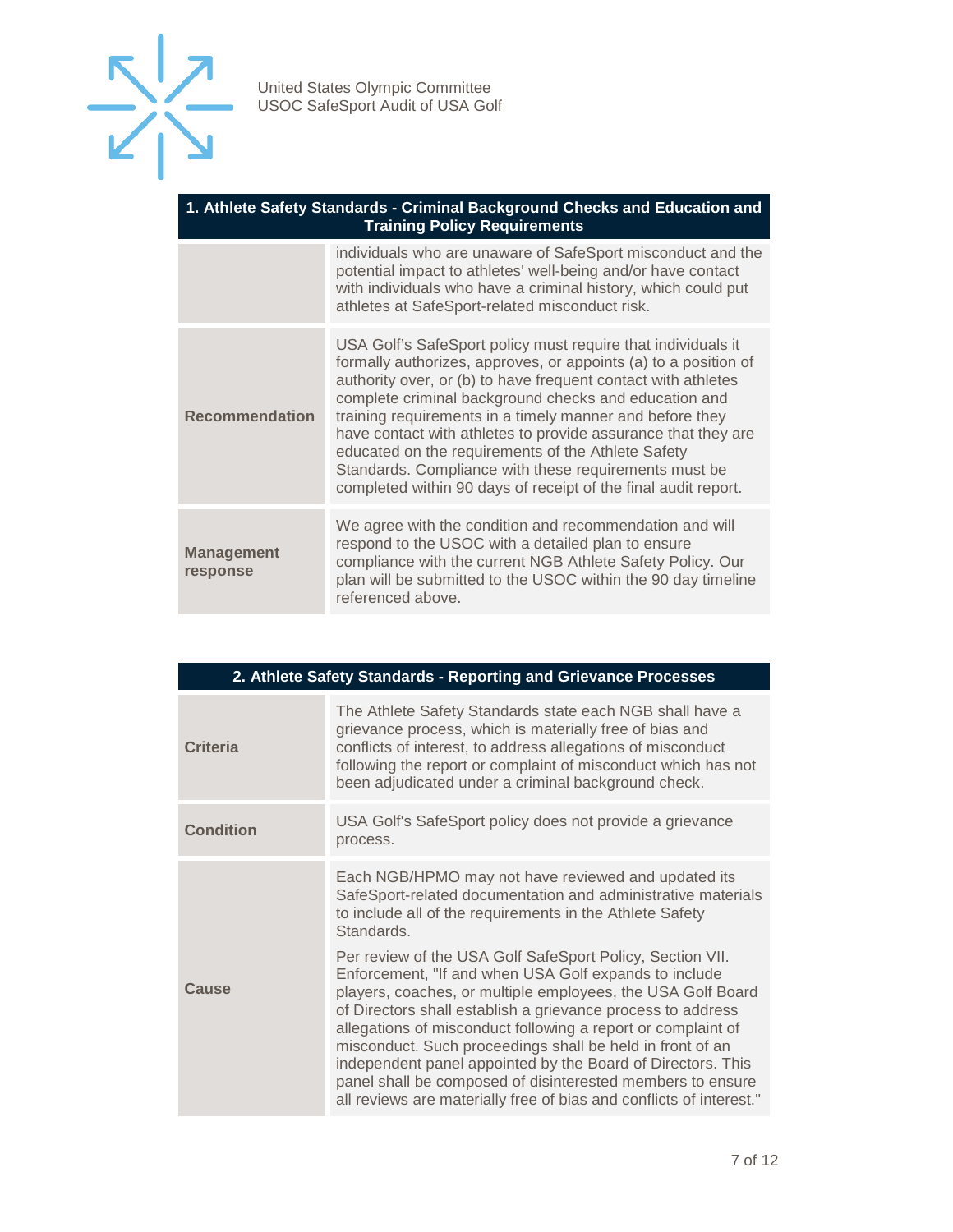| 1. Athlete Safety Standards - Criminal Background Checks and Education and Training Policy Requirements | |
|---|---|
| | individuals who are unaware of SafeSport misconduct and the potential impact to athletes' well-being and/or have contact with individuals who have a criminal history, which could put athletes at SafeSport-related misconduct risk. |
| **Recommendation** | USA Golf's SafeSport policy must require that individuals it formally authorizes, approves, or appoints (a) to a position of authority over, or (b) to have frequent contact with athletes complete criminal background checks and education and training requirements in a timely manner and before they have contact with athletes to provide assurance that they are educated on the requirements of the Athlete Safety Standards. Compliance with these requirements must be completed within 90 days of receipt of the final audit report. |
| **Management response** | We agree with the condition and recommendation and will respond to the USOC with a detailed plan to ensure compliance with the current NGB Athlete Safety Policy. Our plan will be submitted to the USOC within the 90 day timeline referenced above. |

| 2. Athlete Safety Standards - Reporting and Grievance Processes | |
|---|---|
| **Criteria** | The Athlete Safety Standards state each NGB shall have a grievance process, which is materially free of bias and conflicts of interest, to address allegations of misconduct following the report or complaint of misconduct which has not been adjudicated under a criminal background check. |
| **Condition** | USA Golf's SafeSport policy does not provide a grievance process. |
| **Cause** | Each NGB/HPMO may not have reviewed and updated its SafeSport-related documentation and administrative materials to include all of the requirements in the Athlete Safety Standards.<br><br>Per review of the USA Golf SafeSport Policy, Section VII. Enforcement, "If and when USA Golf expands to include players, coaches, or multiple employees, the USA Golf Board of Directors shall establish a grievance process to address allegations of misconduct following a report or complaint of misconduct. Such proceedings shall be held in front of an independent panel appointed by the Board of Directors. This panel shall be composed of disinterested members to ensure all reviews are materially free of bias and conflicts of interest." |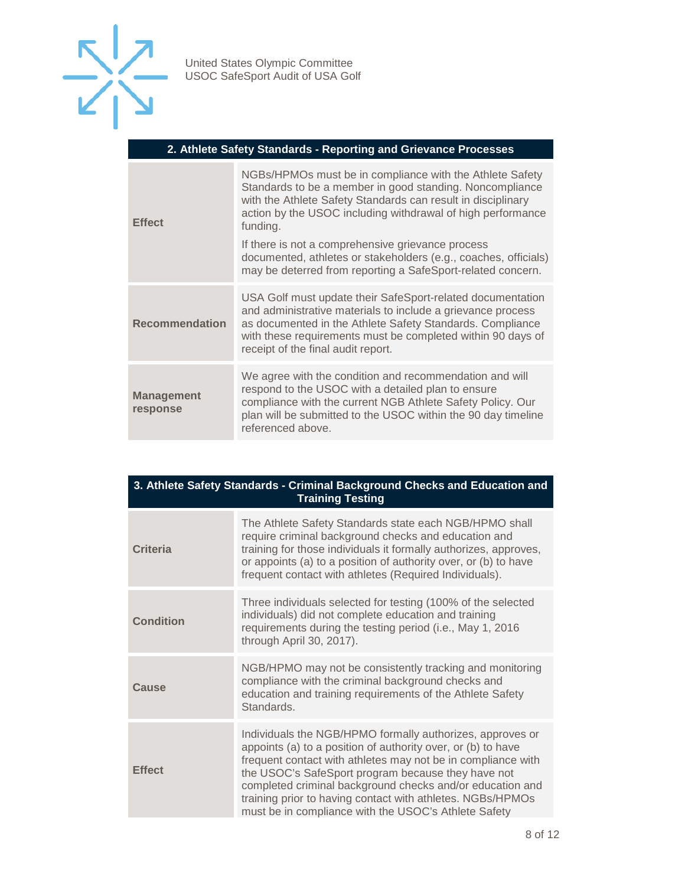## 2. Athlete Safety Standards - Reporting and Grievance Processes

| | |
|---|---|
| **Effect** | NGBs/HPMOs must be in compliance with the Athlete Safety Standards to be a member in good standing. Noncompliance with the Athlete Safety Standards can result in disciplinary action by the USOC including withdrawal of high performance funding.<br><br>If there is not a comprehensive grievance process documented, athletes or stakeholders (e.g., coaches, officials) may be deterred from reporting a SafeSport-related concern. |
| **Recommendation** | USA Golf must update their SafeSport-related documentation and administrative materials to include a grievance process as documented in the Athlete Safety Standards. Compliance with these requirements must be completed within 90 days of receipt of the final audit report. |
| **Management response** | We agree with the condition and recommendation and will respond to the USOC with a detailed plan to ensure compliance with the current NGB Athlete Safety Policy. Our plan will be submitted to the USOC within the 90 day timeline referenced above. |

## 3. Athlete Safety Standards - Criminal Background Checks and Education and Training Testing

| | |
|---|---|
| **Criteria** | The Athlete Safety Standards state each NGB/HPMO shall require criminal background checks and education and training for those individuals it formally authorizes, approves, or appoints (a) to a position of authority over, or (b) to have frequent contact with athletes (Required Individuals). |
| **Condition** | Three individuals selected for testing (100% of the selected individuals) did not complete education and training requirements during the testing period (i.e., May 1, 2016 through April 30, 2017). |
| **Cause** | NGB/HPMO may not be consistently tracking and monitoring compliance with the criminal background checks and education and training requirements of the Athlete Safety Standards. |
| **Effect** | Individuals the NGB/HPMO formally authorizes, approves or appoints (a) to a position of authority over, or (b) to have frequent contact with athletes may not be in compliance with the USOC's SafeSport program because they have not completed criminal background checks and/or education and training prior to having contact with athletes. NGBs/HPMOs must be in compliance with the USOC's Athlete Safety |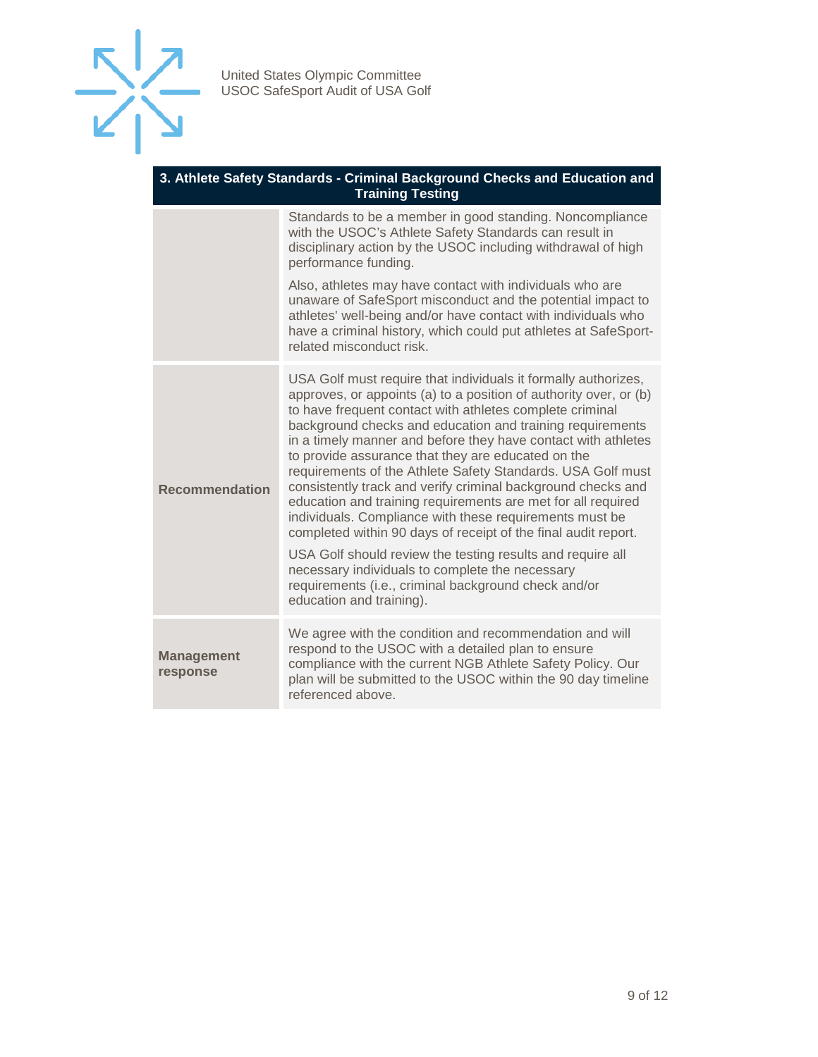| 3. Athlete Safety Standards - Criminal Background Checks and Education and Training Testing | |
|---|---|
| | Standards to be a member in good standing. Noncompliance with the USOC's Athlete Safety Standards can result in disciplinary action by the USOC including withdrawal of high performance funding.<br><br>Also, athletes may have contact with individuals who are unaware of SafeSport misconduct and the potential impact to athletes' well-being and/or have contact with individuals who have a criminal history, which could put athletes at SafeSport-related misconduct risk. |
| **Recommendation** | USA Golf must require that individuals it formally authorizes, approves, or appoints (a) to a position of authority over, or (b) to have frequent contact with athletes complete criminal background checks and education and training requirements in a timely manner and before they have contact with athletes to provide assurance that they are educated on the requirements of the Athlete Safety Standards. USA Golf must consistently track and verify criminal background checks and education and training requirements are met for all required individuals. Compliance with these requirements must be completed within 90 days of receipt of the final audit report.<br><br>USA Golf should review the testing results and require all necessary individuals to complete the necessary requirements (i.e., criminal background check and/or education and training). |
| **Management response** | We agree with the condition and recommendation and will respond to the USOC with a detailed plan to ensure compliance with the current NGB Athlete Safety Policy. Our plan will be submitted to the USOC within the 90 day timeline referenced above. |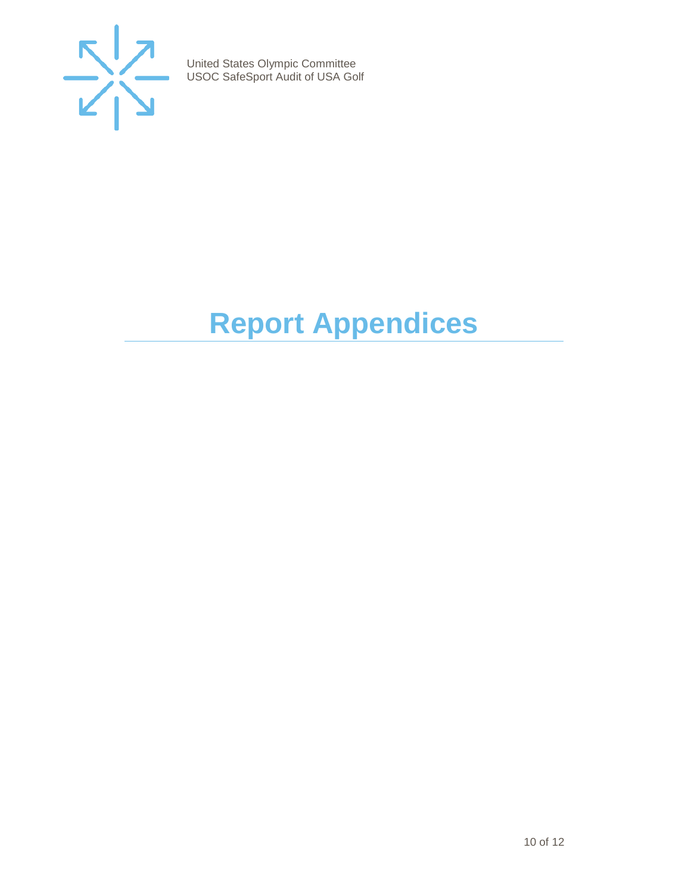# Report Appendices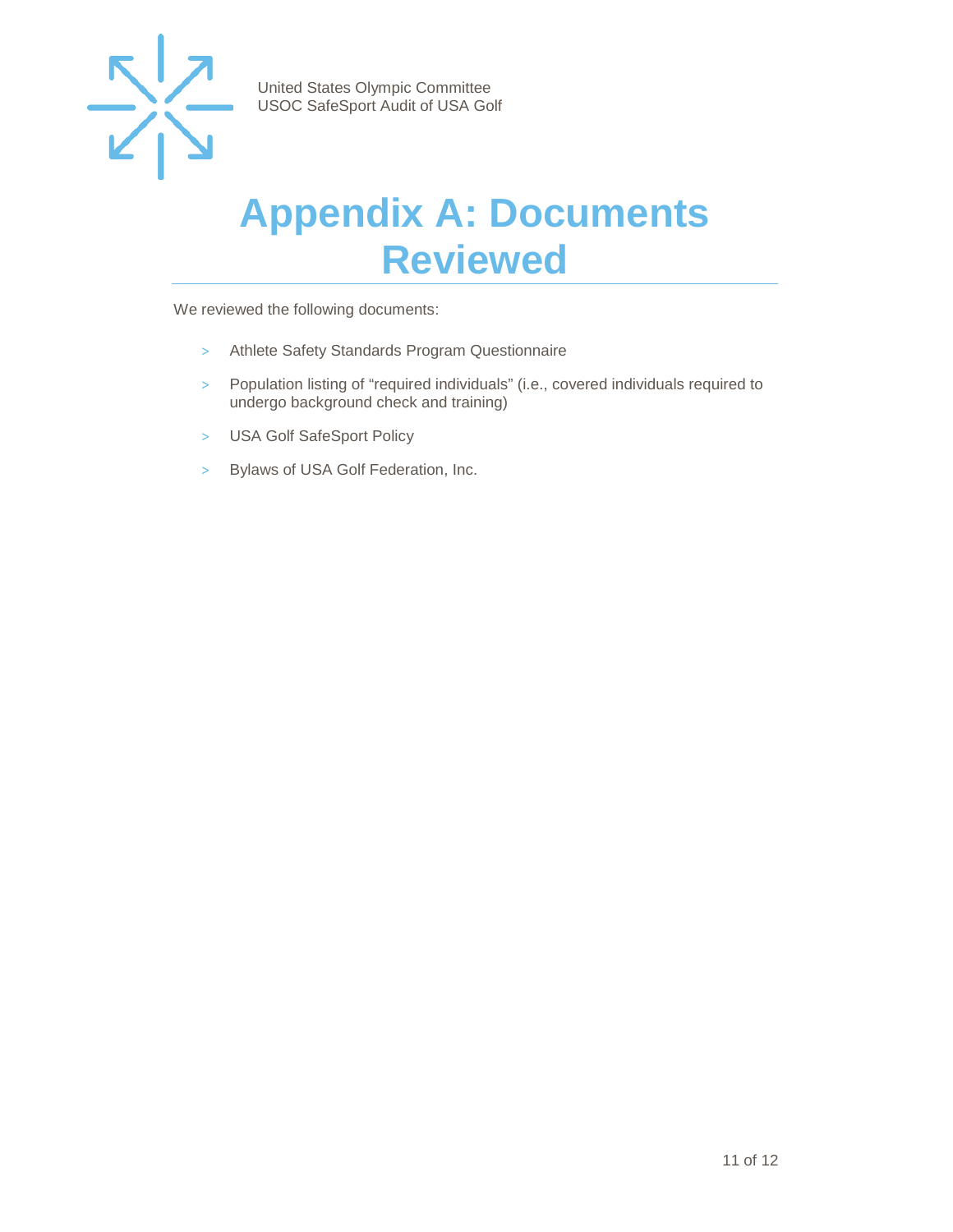# Appendix A: Documents Reviewed

We reviewed the following documents:

- Athlete Safety Standards Program Questionnaire
- Population listing of "required individuals" (i.e., covered individuals required to undergo background check and training)
- USA Golf SafeSport Policy
- Bylaws of USA Golf Federation, Inc.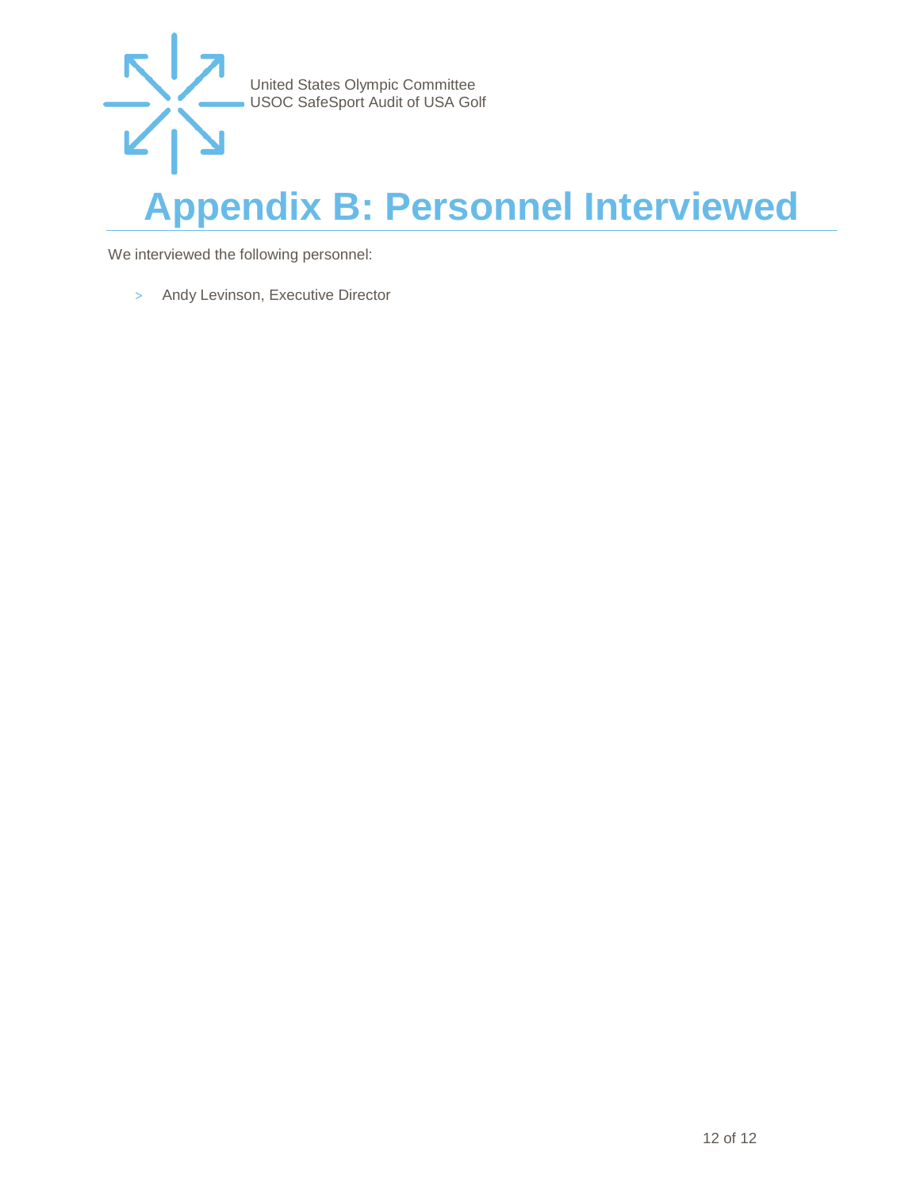# Appendix B: Personnel Interviewed

We interviewed the following personnel:

- Andy Levinson, Executive Director